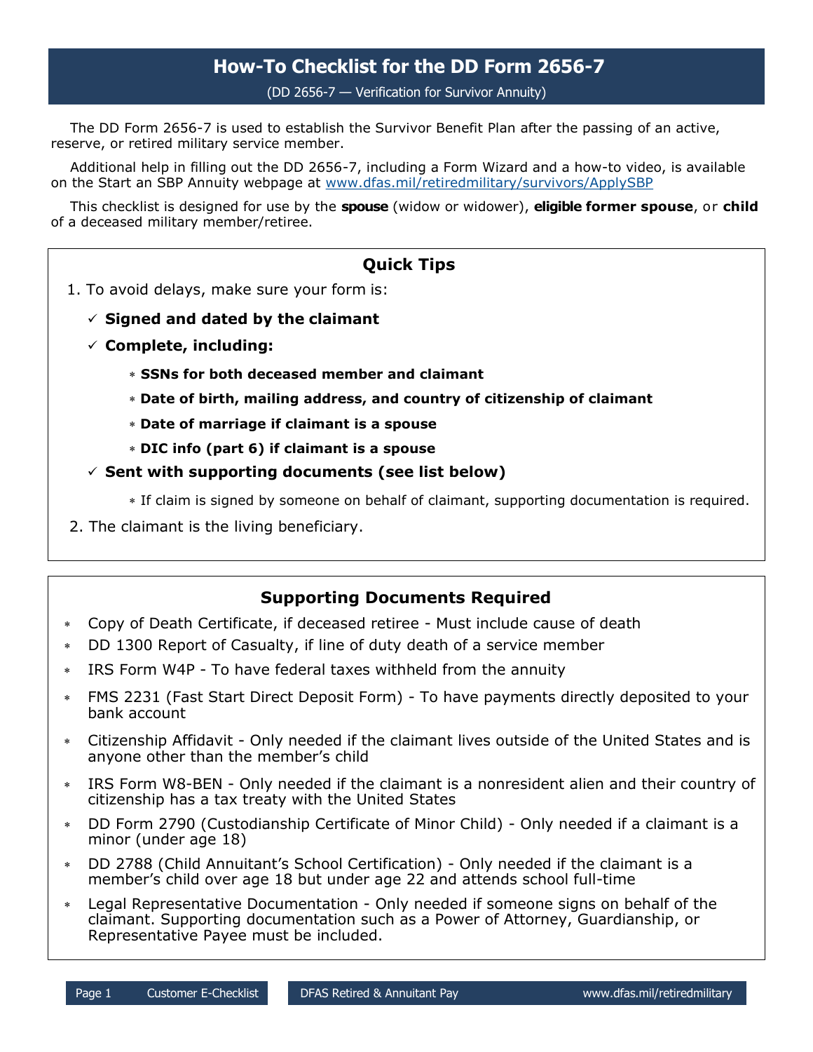# How-To Checklist for the DD Form 2656-7

(DD 2656-7 — Verification for Survivor Annuity)

The DD Form 2656-7 is used to establish the Survivor Benefit Plan after the passing of an active, reserve, or retired military service member.

Additional help in filling out the DD 2656-7, including a Form Wizard and a how-to video, is available on the Start an SBP Annuity webpage at [www.dfas.mil/retiredmilitary/survivors/ApplySBP](www.dfas.mil/retiredmilitary/survivors/ApplySBP)

This checklist is designed for use by the **spouse** (widow or widower), **eligible former spouse**, or **child** of a deceased military member/retiree.

## Quick Tips

1. To avoid delays, make sure your form is:
   - ✓ **Signed and dated by the claimant**
   - ✓ **Complete, including:**
     - **SSNs for both deceased member and claimant**
     - **Date of birth, mailing address, and country of citizenship of claimant**
     - **Date of marriage if claimant is a spouse**
     - **DIC info (part 6) if claimant is a spouse**
   - ✓ **Sent with supporting documents (see list below)**
     - If claim is signed by someone on behalf of claimant, supporting documentation is required.
2. The claimant is the living beneficiary.

## Supporting Documents Required

- Copy of Death Certificate, if deceased retiree - Must include cause of death
- DD 1300 Report of Casualty, if line of duty death of a service member
- IRS Form W4P - To have federal taxes withheld from the annuity
- FMS 2231 (Fast Start Direct Deposit Form) - To have payments directly deposited to your bank account
- Citizenship Affidavit - Only needed if the claimant lives outside of the United States and is anyone other than the member's child
- IRS Form W8-BEN - Only needed if the claimant is a nonresident alien and their country of citizenship has a tax treaty with the United States
- DD Form 2790 (Custodianship Certificate of Minor Child) - Only needed if a claimant is a minor (under age 18)
- DD 2788 (Child Annuitant's School Certification) - Only needed if the claimant is a member's child over age 18 but under age 22 and attends school full-time
- Legal Representative Documentation - Only needed if someone signs on behalf of the claimant. Supporting documentation such as a Power of Attorney, Guardianship, or Representative Payee must be included.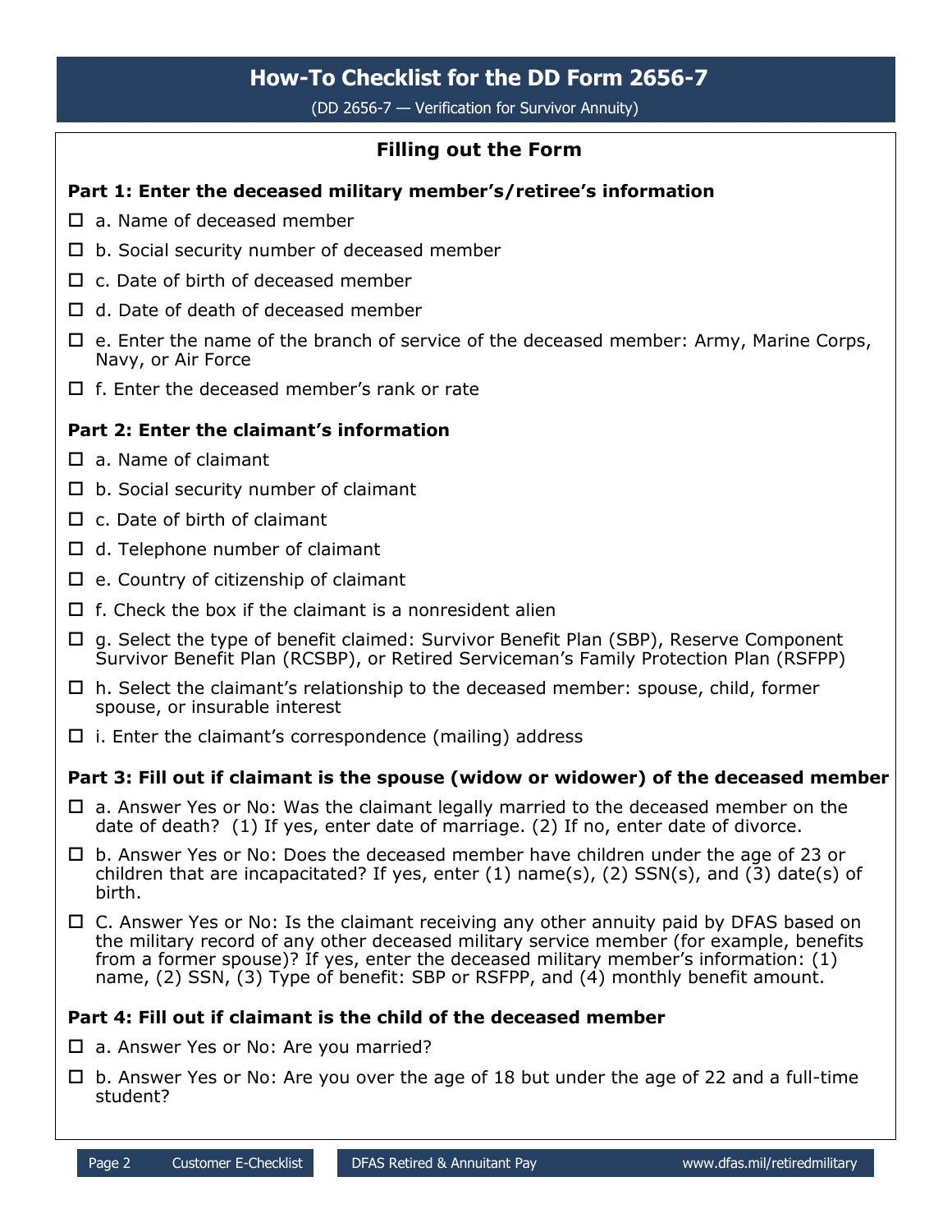# How-To Checklist for the DD Form 2656-7

(DD 2656-7 — Verification for Survivor Annuity)

## Filling out the Form

### Part 1: Enter the deceased military member's/retiree's information

- ☐ a. Name of deceased member
- ☐ b. Social security number of deceased member
- ☐ c. Date of birth of deceased member
- ☐ d. Date of death of deceased member
- ☐ e. Enter the name of the branch of service of the deceased member: Army, Marine Corps, Navy, or Air Force
- ☐ f. Enter the deceased member's rank or rate

### Part 2: Enter the claimant's information

- ☐ a. Name of claimant
- ☐ b. Social security number of claimant
- ☐ c. Date of birth of claimant
- ☐ d. Telephone number of claimant
- ☐ e. Country of citizenship of claimant
- ☐ f. Check the box if the claimant is a nonresident alien
- ☐ g. Select the type of benefit claimed: Survivor Benefit Plan (SBP), Reserve Component Survivor Benefit Plan (RCSBP), or Retired Serviceman's Family Protection Plan (RSFPP)
- ☐ h. Select the claimant's relationship to the deceased member: spouse, child, former spouse, or insurable interest
- ☐ i. Enter the claimant's correspondence (mailing) address

### Part 3: Fill out if claimant is the spouse (widow or widower) of the deceased member

- ☐ a. Answer Yes or No: Was the claimant legally married to the deceased member on the date of death? (1) If yes, enter date of marriage. (2) If no, enter date of divorce.
- ☐ b. Answer Yes or No: Does the deceased member have children under the age of 23 or children that are incapacitated? If yes, enter (1) name(s), (2) SSN(s), and (3) date(s) of birth.
- ☐ C. Answer Yes or No: Is the claimant receiving any other annuity paid by DFAS based on the military record of any other deceased military service member (for example, benefits from a former spouse)? If yes, enter the deceased military member's information: (1) name, (2) SSN, (3) Type of benefit: SBP or RSFPP, and (4) monthly benefit amount.

### Part 4: Fill out if claimant is the child of the deceased member

- ☐ a. Answer Yes or No: Are you married?
- ☐ b. Answer Yes or No: Are you over the age of 18 but under the age of 22 and a full-time student?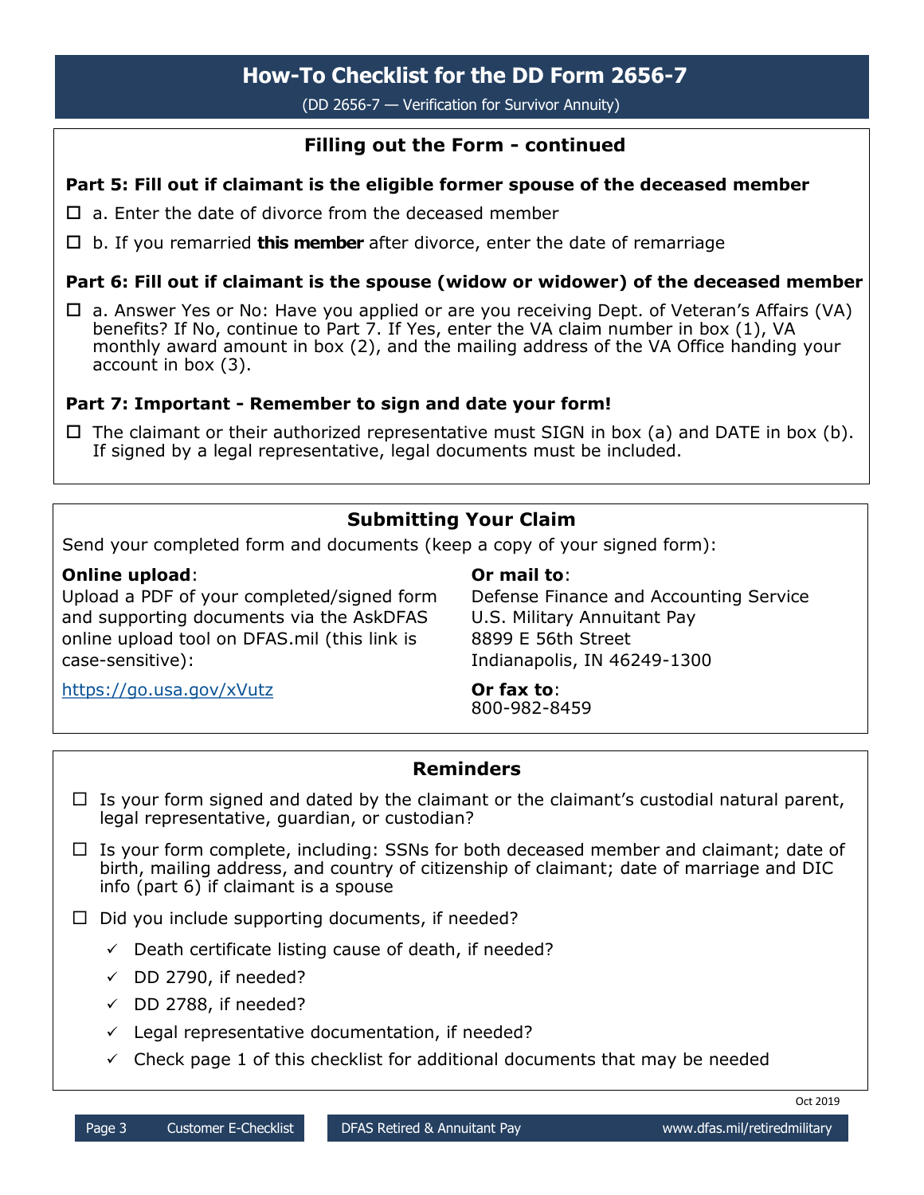# How-To Checklist for the DD Form 2656-7

(DD 2656-7 — Verification for Survivor Annuity)

## Filling out the Form - continued

### Part 5: Fill out if claimant is the eligible former spouse of the deceased member

- ☐ a. Enter the date of divorce from the deceased member
- ☐ b. If you remarried **this member** after divorce, enter the date of remarriage

### Part 6: Fill out if claimant is the spouse (widow or widower) of the deceased member

- ☐ a. Answer Yes or No: Have you applied or are you receiving Dept. of Veteran's Affairs (VA) benefits? If No, continue to Part 7. If Yes, enter the VA claim number in box (1), VA monthly award amount in box (2), and the mailing address of the VA Office handing your account in box (3).

### Part 7: Important - Remember to sign and date your form!

- ☐ The claimant or their authorized representative must SIGN in box (a) and DATE in box (b). If signed by a legal representative, legal documents must be included.

## Submitting Your Claim

Send your completed form and documents (keep a copy of your signed form):

**Online upload**:
Upload a PDF of your completed/signed form and supporting documents via the AskDFAS online upload tool on DFAS.mil (this link is case-sensitive):

https://go.usa.gov/xVutz

**Or mail to**:
Defense Finance and Accounting Service
U.S. Military Annuitant Pay
8899 E 56th Street
Indianapolis, IN 46249-1300

**Or fax to**:
800-982-8459

## Reminders

- ☐ Is your form signed and dated by the claimant or the claimant's custodial natural parent, legal representative, guardian, or custodian?
- ☐ Is your form complete, including: SSNs for both deceased member and claimant; date of birth, mailing address, and country of citizenship of claimant; date of marriage and DIC info (part 6) if claimant is a spouse
- ☐ Did you include supporting documents, if needed?
  - ✓ Death certificate listing cause of death, if needed?
  - ✓ DD 2790, if needed?
  - ✓ DD 2788, if needed?
  - ✓ Legal representative documentation, if needed?
  - ✓ Check page 1 of this checklist for additional documents that may be needed

Oct 2019